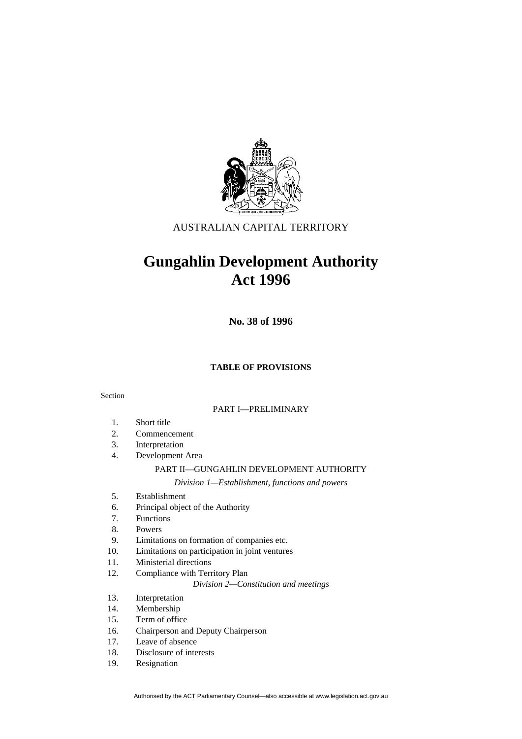AUSTRALIAN CAPITAL TERRITORY

# Gungahlin Development Authority Act 1996

**No. 38 of 1996**

**TABLE OF PROVISIONS**

Section

PART I—PRELIMINARY

1. Short title
2. Commencement
3. Interpretation
4. Development Area

PART II—GUNGAHLIN DEVELOPMENT AUTHORITY

*Division 1—Establishment, functions and powers*

5. Establishment
6. Principal object of the Authority
7. Functions
8. Powers
9. Limitations on formation of companies etc.
10. Limitations on participation in joint ventures
11. Ministerial directions
12. Compliance with Territory Plan

*Division 2—Constitution and meetings*

13. Interpretation
14. Membership
15. Term of office
16. Chairperson and Deputy Chairperson
17. Leave of absence
18. Disclosure of interests
19. Resignation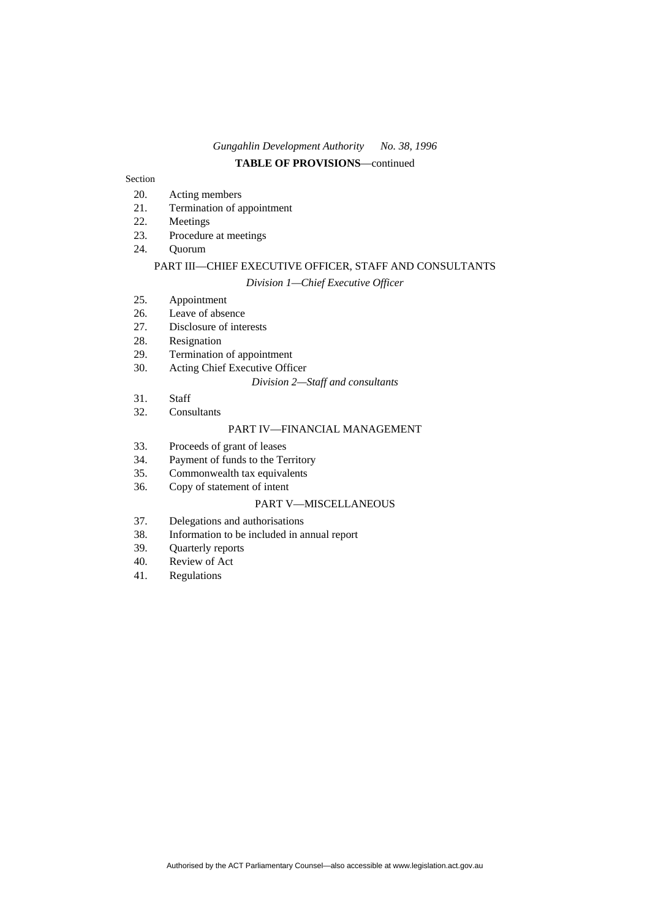**TABLE OF PROVISIONS**—continued

Section

20. Acting members
21. Termination of appointment
22. Meetings
23. Procedure at meetings
24. Quorum

PART III—CHIEF EXECUTIVE OFFICER, STAFF AND CONSULTANTS

*Division 1—Chief Executive Officer*

25. Appointment
26. Leave of absence
27. Disclosure of interests
28. Resignation
29. Termination of appointment
30. Acting Chief Executive Officer

*Division 2—Staff and consultants*

31. Staff
32. Consultants

PART IV—FINANCIAL MANAGEMENT

33. Proceeds of grant of leases
34. Payment of funds to the Territory
35. Commonwealth tax equivalents
36. Copy of statement of intent

PART V—MISCELLANEOUS

37. Delegations and authorisations
38. Information to be included in annual report
39. Quarterly reports
40. Review of Act
41. Regulations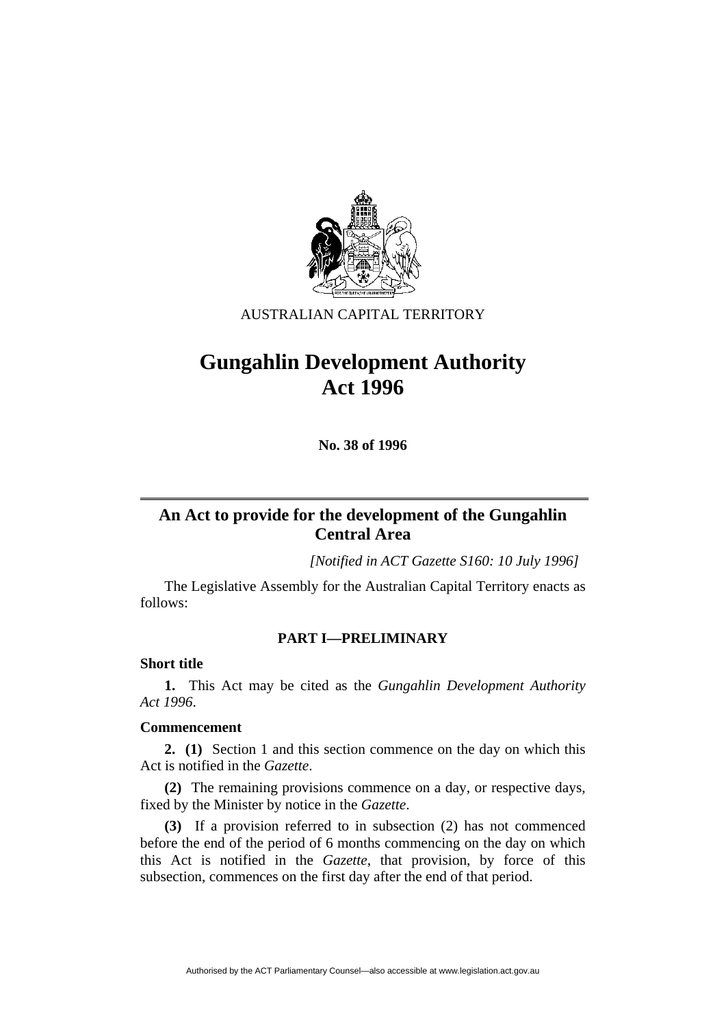AUSTRALIAN CAPITAL TERRITORY

# Gungahlin Development Authority Act 1996

**No. 38 of 1996**

## An Act to provide for the development of the Gungahlin Central Area

*[Notified in ACT Gazette S160: 10 July 1996]*

The Legislative Assembly for the Australian Capital Territory enacts as follows:

### PART I—PRELIMINARY

**Short title**

**1.** This Act may be cited as the *Gungahlin Development Authority Act 1996*.

**Commencement**

**2. (1)** Section 1 and this section commence on the day on which this Act is notified in the *Gazette*.

**(2)** The remaining provisions commence on a day, or respective days, fixed by the Minister by notice in the *Gazette*.

**(3)** If a provision referred to in subsection (2) has not commenced before the end of the period of 6 months commencing on the day on which this Act is notified in the *Gazette*, that provision, by force of this subsection, commences on the first day after the end of that period.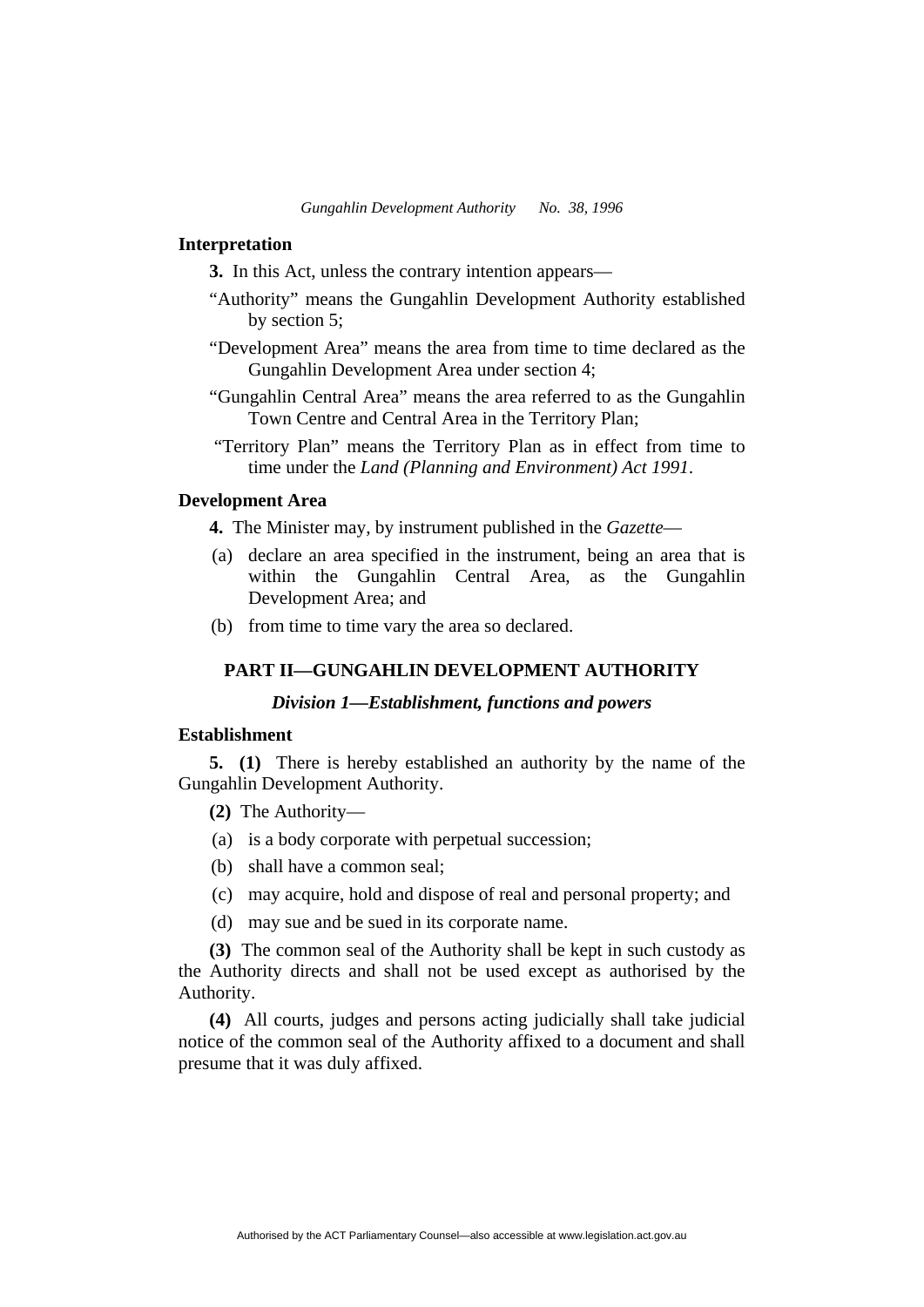### Interpretation

**3.** In this Act, unless the contrary intention appears—

"Authority" means the Gungahlin Development Authority established by section 5;

"Development Area" means the area from time to time declared as the Gungahlin Development Area under section 4;

"Gungahlin Central Area" means the area referred to as the Gungahlin Town Centre and Central Area in the Territory Plan;

"Territory Plan" means the Territory Plan as in effect from time to time under the *Land (Planning and Environment) Act 1991*.

### Development Area

**4.** The Minister may, by instrument published in the *Gazette*—

(a) declare an area specified in the instrument, being an area that is within the Gungahlin Central Area, as the Gungahlin Development Area; and

(b) from time to time vary the area so declared.

## PART II—GUNGAHLIN DEVELOPMENT AUTHORITY

### *Division 1—Establishment, functions and powers*

### Establishment

**5. (1)** There is hereby established an authority by the name of the Gungahlin Development Authority.

**(2)** The Authority—

(a) is a body corporate with perpetual succession;

(b) shall have a common seal;

(c) may acquire, hold and dispose of real and personal property; and

(d) may sue and be sued in its corporate name.

**(3)** The common seal of the Authority shall be kept in such custody as the Authority directs and shall not be used except as authorised by the Authority.

**(4)** All courts, judges and persons acting judicially shall take judicial notice of the common seal of the Authority affixed to a document and shall presume that it was duly affixed.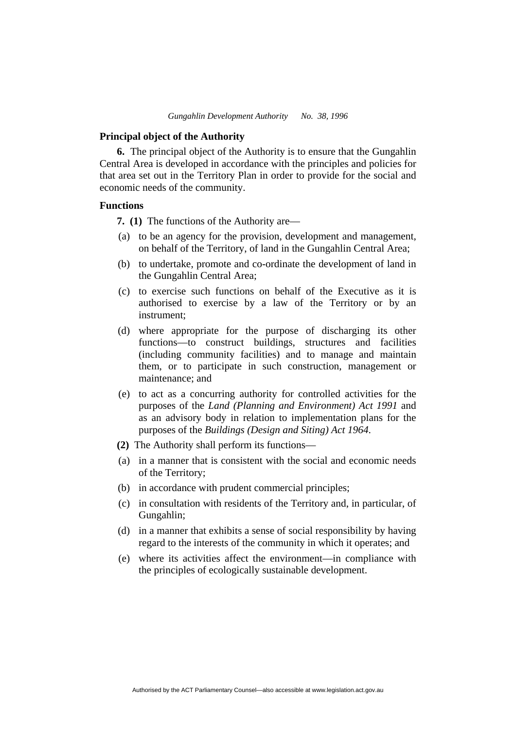### Principal object of the Authority

**6.** The principal object of the Authority is to ensure that the Gungahlin Central Area is developed in accordance with the principles and policies for that area set out in the Territory Plan in order to provide for the social and economic needs of the community.

### Functions

**7. (1)** The functions of the Authority are—

(a) to be an agency for the provision, development and management, on behalf of the Territory, of land in the Gungahlin Central Area;

(b) to undertake, promote and co-ordinate the development of land in the Gungahlin Central Area;

(c) to exercise such functions on behalf of the Executive as it is authorised to exercise by a law of the Territory or by an instrument;

(d) where appropriate for the purpose of discharging its other functions—to construct buildings, structures and facilities (including community facilities) and to manage and maintain them, or to participate in such construction, management or maintenance; and

(e) to act as a concurring authority for controlled activities for the purposes of the *Land (Planning and Environment) Act 1991* and as an advisory body in relation to implementation plans for the purposes of the *Buildings (Design and Siting) Act 1964*.

**(2)** The Authority shall perform its functions—

(a) in a manner that is consistent with the social and economic needs of the Territory;

(b) in accordance with prudent commercial principles;

(c) in consultation with residents of the Territory and, in particular, of Gungahlin;

(d) in a manner that exhibits a sense of social responsibility by having regard to the interests of the community in which it operates; and

(e) where its activities affect the environment—in compliance with the principles of ecologically sustainable development.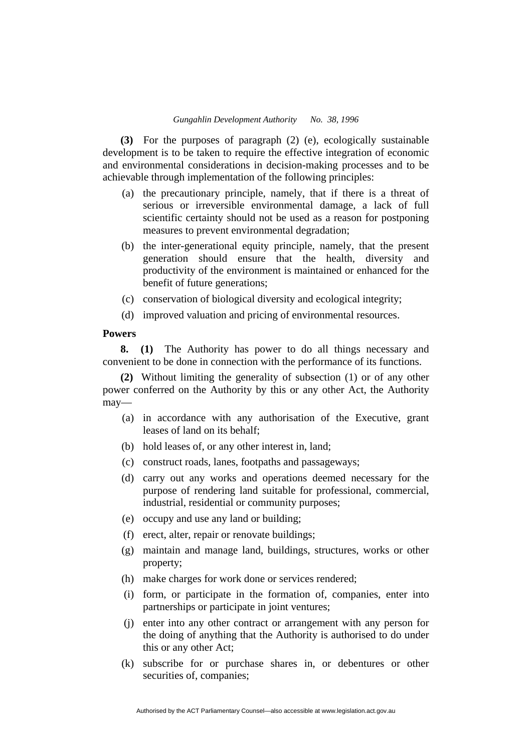**(3)** For the purposes of paragraph (2) (e), ecologically sustainable development is to be taken to require the effective integration of economic and environmental considerations in decision-making processes and to be achievable through implementation of the following principles:

(a) the precautionary principle, namely, that if there is a threat of serious or irreversible environmental damage, a lack of full scientific certainty should not be used as a reason for postponing measures to prevent environmental degradation;

(b) the inter-generational equity principle, namely, that the present generation should ensure that the health, diversity and productivity of the environment is maintained or enhanced for the benefit of future generations;

(c) conservation of biological diversity and ecological integrity;

(d) improved valuation and pricing of environmental resources.

**Powers**

**8. (1)** The Authority has power to do all things necessary and convenient to be done in connection with the performance of its functions.

**(2)** Without limiting the generality of subsection (1) or of any other power conferred on the Authority by this or any other Act, the Authority may—

(a) in accordance with any authorisation of the Executive, grant leases of land on its behalf;

(b) hold leases of, or any other interest in, land;

(c) construct roads, lanes, footpaths and passageways;

(d) carry out any works and operations deemed necessary for the purpose of rendering land suitable for professional, commercial, industrial, residential or community purposes;

(e) occupy and use any land or building;

(f) erect, alter, repair or renovate buildings;

(g) maintain and manage land, buildings, structures, works or other property;

(h) make charges for work done or services rendered;

(i) form, or participate in the formation of, companies, enter into partnerships or participate in joint ventures;

(j) enter into any other contract or arrangement with any person for the doing of anything that the Authority is authorised to do under this or any other Act;

(k) subscribe for or purchase shares in, or debentures or other securities of, companies;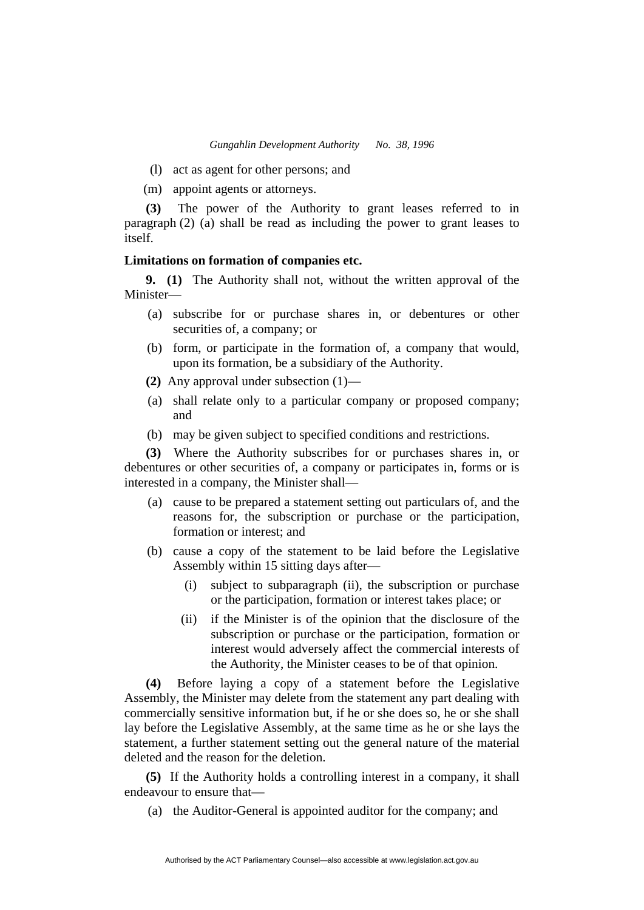(l) act as agent for other persons; and

(m) appoint agents or attorneys.

**(3)** The power of the Authority to grant leases referred to in paragraph (2) (a) shall be read as including the power to grant leases to itself.

**Limitations on formation of companies etc.**

**9. (1)** The Authority shall not, without the written approval of the Minister—

(a) subscribe for or purchase shares in, or debentures or other securities of, a company; or

(b) form, or participate in the formation of, a company that would, upon its formation, be a subsidiary of the Authority.

**(2)** Any approval under subsection (1)—

(a) shall relate only to a particular company or proposed company; and

(b) may be given subject to specified conditions and restrictions.

**(3)** Where the Authority subscribes for or purchases shares in, or debentures or other securities of, a company or participates in, forms or is interested in a company, the Minister shall—

(a) cause to be prepared a statement setting out particulars of, and the reasons for, the subscription or purchase or the participation, formation or interest; and

(b) cause a copy of the statement to be laid before the Legislative Assembly within 15 sitting days after—

(i) subject to subparagraph (ii), the subscription or purchase or the participation, formation or interest takes place; or

(ii) if the Minister is of the opinion that the disclosure of the subscription or purchase or the participation, formation or interest would adversely affect the commercial interests of the Authority, the Minister ceases to be of that opinion.

**(4)** Before laying a copy of a statement before the Legislative Assembly, the Minister may delete from the statement any part dealing with commercially sensitive information but, if he or she does so, he or she shall lay before the Legislative Assembly, at the same time as he or she lays the statement, a further statement setting out the general nature of the material deleted and the reason for the deletion.

**(5)** If the Authority holds a controlling interest in a company, it shall endeavour to ensure that—

(a) the Auditor-General is appointed auditor for the company; and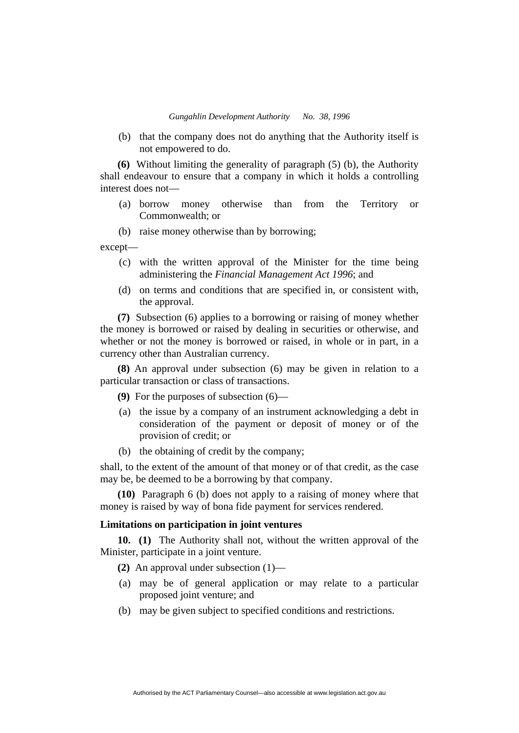(b) that the company does not do anything that the Authority itself is not empowered to do.

**(6)** Without limiting the generality of paragraph (5) (b), the Authority shall endeavour to ensure that a company in which it holds a controlling interest does not—

(a) borrow money otherwise than from the Territory or Commonwealth; or

(b) raise money otherwise than by borrowing;

except—

(c) with the written approval of the Minister for the time being administering the *Financial Management Act 1996*; and

(d) on terms and conditions that are specified in, or consistent with, the approval.

**(7)** Subsection (6) applies to a borrowing or raising of money whether the money is borrowed or raised by dealing in securities or otherwise, and whether or not the money is borrowed or raised, in whole or in part, in a currency other than Australian currency.

**(8)** An approval under subsection (6) may be given in relation to a particular transaction or class of transactions.

**(9)** For the purposes of subsection (6)—

(a) the issue by a company of an instrument acknowledging a debt in consideration of the payment or deposit of money or of the provision of credit; or

(b) the obtaining of credit by the company;

shall, to the extent of the amount of that money or of that credit, as the case may be, be deemed to be a borrowing by that company.

**(10)** Paragraph 6 (b) does not apply to a raising of money where that money is raised by way of bona fide payment for services rendered.

### Limitations on participation in joint ventures

**10. (1)** The Authority shall not, without the written approval of the Minister, participate in a joint venture.

**(2)** An approval under subsection (1)—

(a) may be of general application or may relate to a particular proposed joint venture; and

(b) may be given subject to specified conditions and restrictions.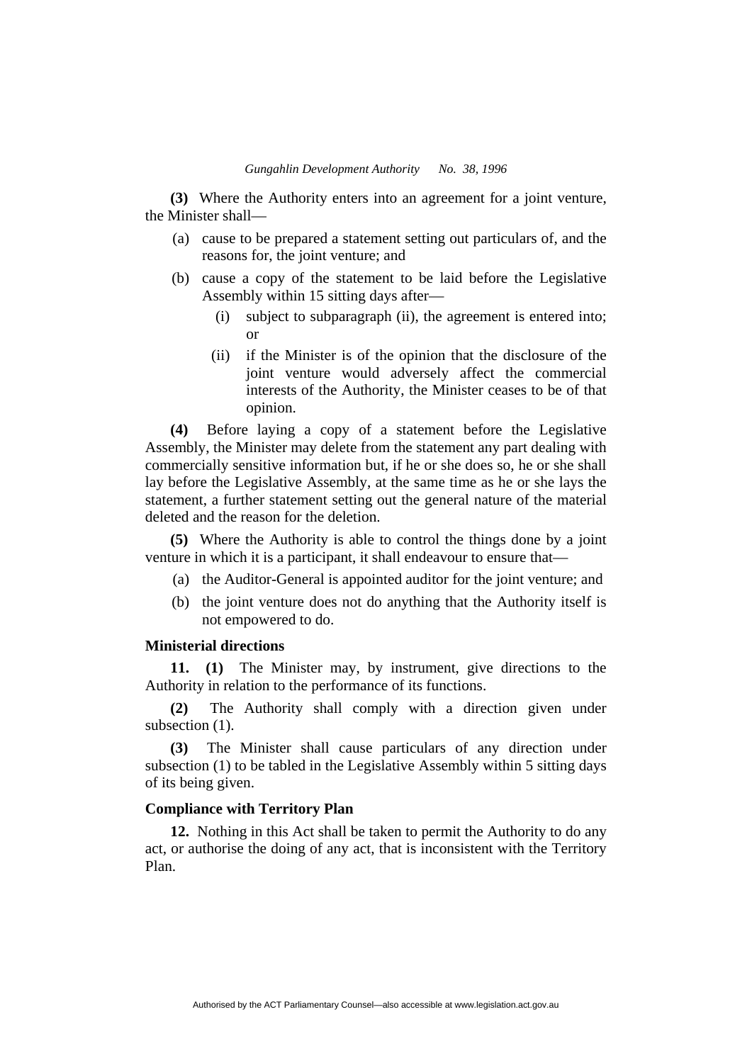**(3)** Where the Authority enters into an agreement for a joint venture, the Minister shall—

(a) cause to be prepared a statement setting out particulars of, and the reasons for, the joint venture; and

(b) cause a copy of the statement to be laid before the Legislative Assembly within 15 sitting days after—

  (i) subject to subparagraph (ii), the agreement is entered into; or

  (ii) if the Minister is of the opinion that the disclosure of the joint venture would adversely affect the commercial interests of the Authority, the Minister ceases to be of that opinion.

**(4)** Before laying a copy of a statement before the Legislative Assembly, the Minister may delete from the statement any part dealing with commercially sensitive information but, if he or she does so, he or she shall lay before the Legislative Assembly, at the same time as he or she lays the statement, a further statement setting out the general nature of the material deleted and the reason for the deletion.

**(5)** Where the Authority is able to control the things done by a joint venture in which it is a participant, it shall endeavour to ensure that—

(a) the Auditor-General is appointed auditor for the joint venture; and

(b) the joint venture does not do anything that the Authority itself is not empowered to do.

### Ministerial directions

**11. (1)** The Minister may, by instrument, give directions to the Authority in relation to the performance of its functions.

**(2)** The Authority shall comply with a direction given under subsection (1).

**(3)** The Minister shall cause particulars of any direction under subsection (1) to be tabled in the Legislative Assembly within 5 sitting days of its being given.

### Compliance with Territory Plan

**12.** Nothing in this Act shall be taken to permit the Authority to do any act, or authorise the doing of any act, that is inconsistent with the Territory Plan.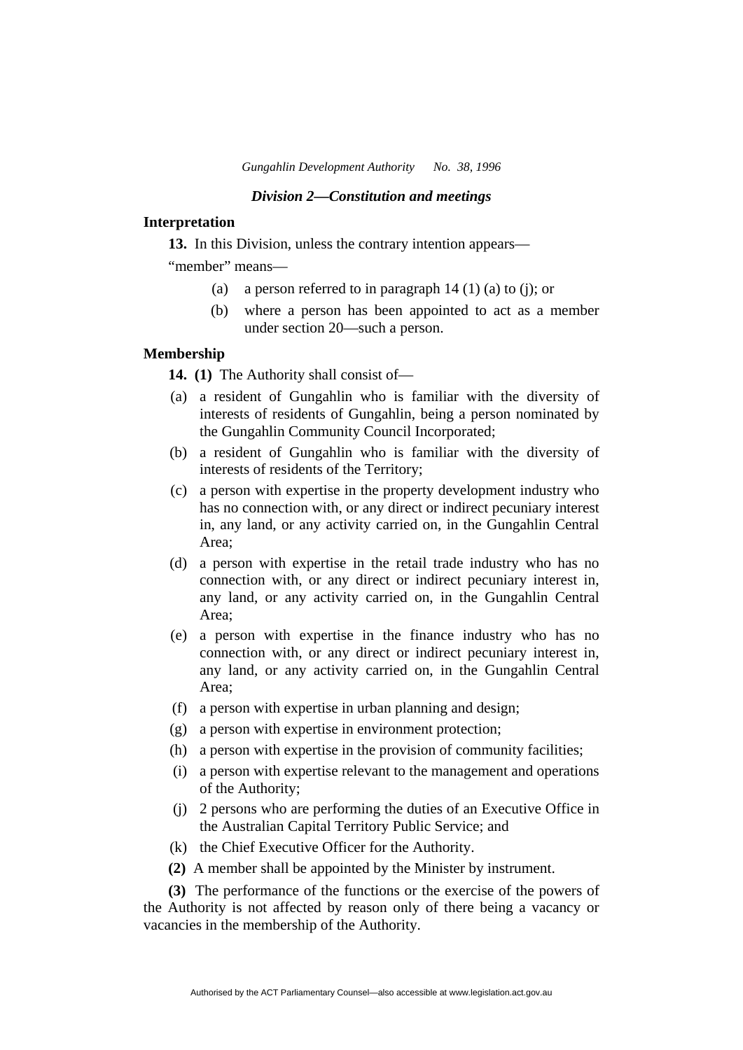### *Division 2—Constitution and meetings*

**Interpretation**

**13.** In this Division, unless the contrary intention appears—

"member" means—

(a) a person referred to in paragraph 14 (1) (a) to (j); or

(b) where a person has been appointed to act as a member under section 20—such a person.

**Membership**

**14. (1)** The Authority shall consist of—

(a) a resident of Gungahlin who is familiar with the diversity of interests of residents of Gungahlin, being a person nominated by the Gungahlin Community Council Incorporated;

(b) a resident of Gungahlin who is familiar with the diversity of interests of residents of the Territory;

(c) a person with expertise in the property development industry who has no connection with, or any direct or indirect pecuniary interest in, any land, or any activity carried on, in the Gungahlin Central Area;

(d) a person with expertise in the retail trade industry who has no connection with, or any direct or indirect pecuniary interest in, any land, or any activity carried on, in the Gungahlin Central Area;

(e) a person with expertise in the finance industry who has no connection with, or any direct or indirect pecuniary interest in, any land, or any activity carried on, in the Gungahlin Central Area;

(f) a person with expertise in urban planning and design;

(g) a person with expertise in environment protection;

(h) a person with expertise in the provision of community facilities;

(i) a person with expertise relevant to the management and operations of the Authority;

(j) 2 persons who are performing the duties of an Executive Office in the Australian Capital Territory Public Service; and

(k) the Chief Executive Officer for the Authority.

**(2)** A member shall be appointed by the Minister by instrument.

**(3)** The performance of the functions or the exercise of the powers of the Authority is not affected by reason only of there being a vacancy or vacancies in the membership of the Authority.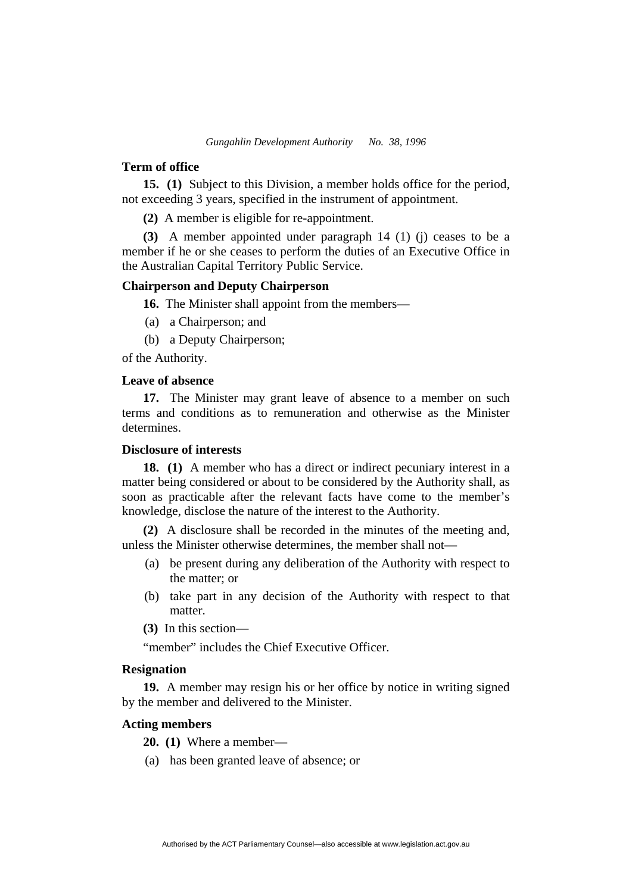### Term of office

**15. (1)** Subject to this Division, a member holds office for the period, not exceeding 3 years, specified in the instrument of appointment.

**(2)** A member is eligible for re-appointment.

**(3)** A member appointed under paragraph 14 (1) (j) ceases to be a member if he or she ceases to perform the duties of an Executive Office in the Australian Capital Territory Public Service.

### Chairperson and Deputy Chairperson

**16.** The Minister shall appoint from the members—

(a) a Chairperson; and

(b) a Deputy Chairperson;

of the Authority.

### Leave of absence

**17.** The Minister may grant leave of absence to a member on such terms and conditions as to remuneration and otherwise as the Minister determines.

### Disclosure of interests

**18. (1)** A member who has a direct or indirect pecuniary interest in a matter being considered or about to be considered by the Authority shall, as soon as practicable after the relevant facts have come to the member's knowledge, disclose the nature of the interest to the Authority.

**(2)** A disclosure shall be recorded in the minutes of the meeting and, unless the Minister otherwise determines, the member shall not—

(a) be present during any deliberation of the Authority with respect to the matter; or

(b) take part in any decision of the Authority with respect to that matter.

**(3)** In this section—

"member" includes the Chief Executive Officer.

### Resignation

**19.** A member may resign his or her office by notice in writing signed by the member and delivered to the Minister.

### Acting members

**20. (1)** Where a member—

(a) has been granted leave of absence; or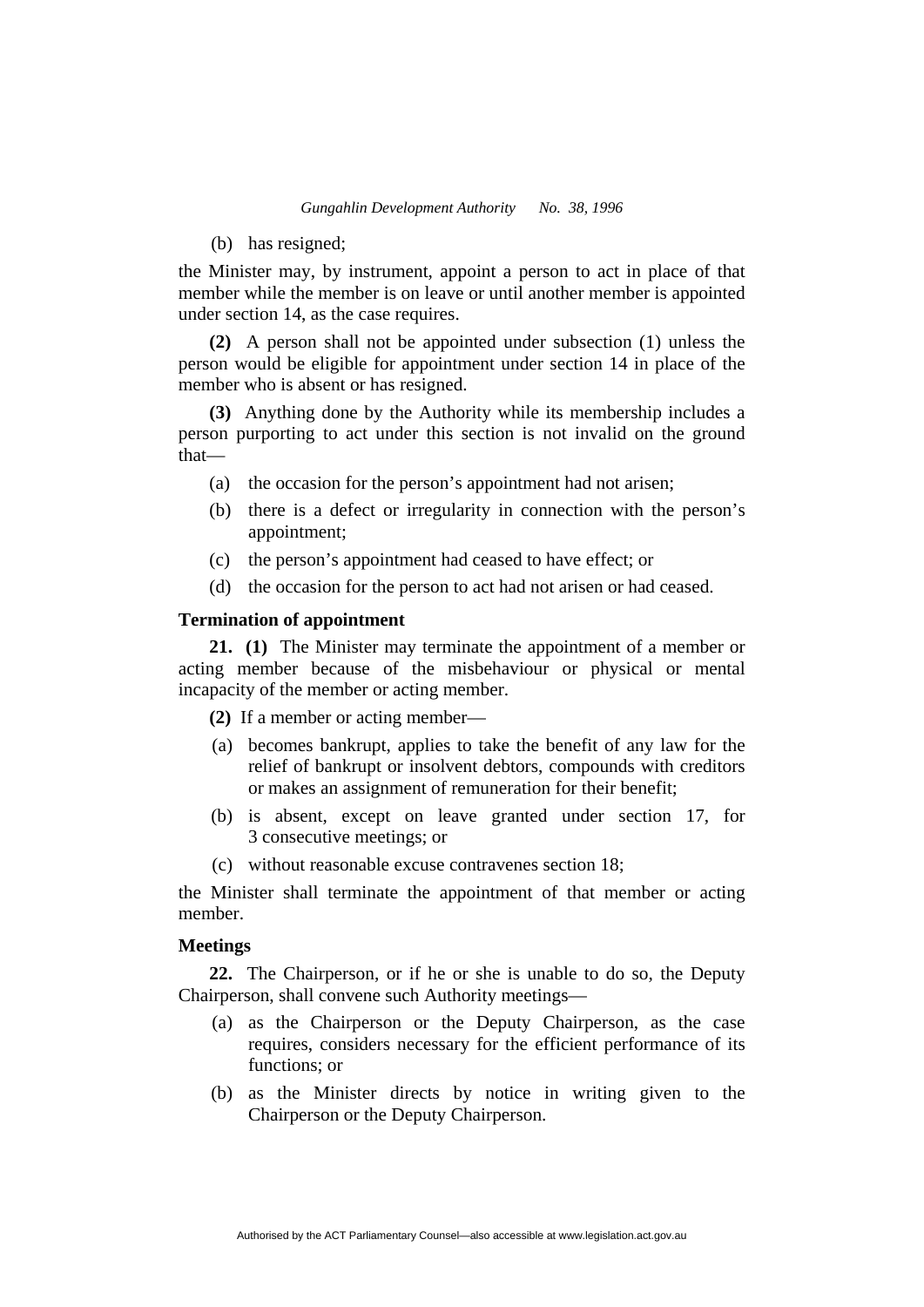(b) has resigned;

the Minister may, by instrument, appoint a person to act in place of that member while the member is on leave or until another member is appointed under section 14, as the case requires.

**(2)** A person shall not be appointed under subsection (1) unless the person would be eligible for appointment under section 14 in place of the member who is absent or has resigned.

**(3)** Anything done by the Authority while its membership includes a person purporting to act under this section is not invalid on the ground that—

(a) the occasion for the person's appointment had not arisen;

(b) there is a defect or irregularity in connection with the person's appointment;

(c) the person's appointment had ceased to have effect; or

(d) the occasion for the person to act had not arisen or had ceased.

**Termination of appointment**

**21. (1)** The Minister may terminate the appointment of a member or acting member because of the misbehaviour or physical or mental incapacity of the member or acting member.

**(2)** If a member or acting member—

(a) becomes bankrupt, applies to take the benefit of any law for the relief of bankrupt or insolvent debtors, compounds with creditors or makes an assignment of remuneration for their benefit;

(b) is absent, except on leave granted under section 17, for 3 consecutive meetings; or

(c) without reasonable excuse contravenes section 18;

the Minister shall terminate the appointment of that member or acting member.

**Meetings**

**22.** The Chairperson, or if he or she is unable to do so, the Deputy Chairperson, shall convene such Authority meetings—

(a) as the Chairperson or the Deputy Chairperson, as the case requires, considers necessary for the efficient performance of its functions; or

(b) as the Minister directs by notice in writing given to the Chairperson or the Deputy Chairperson.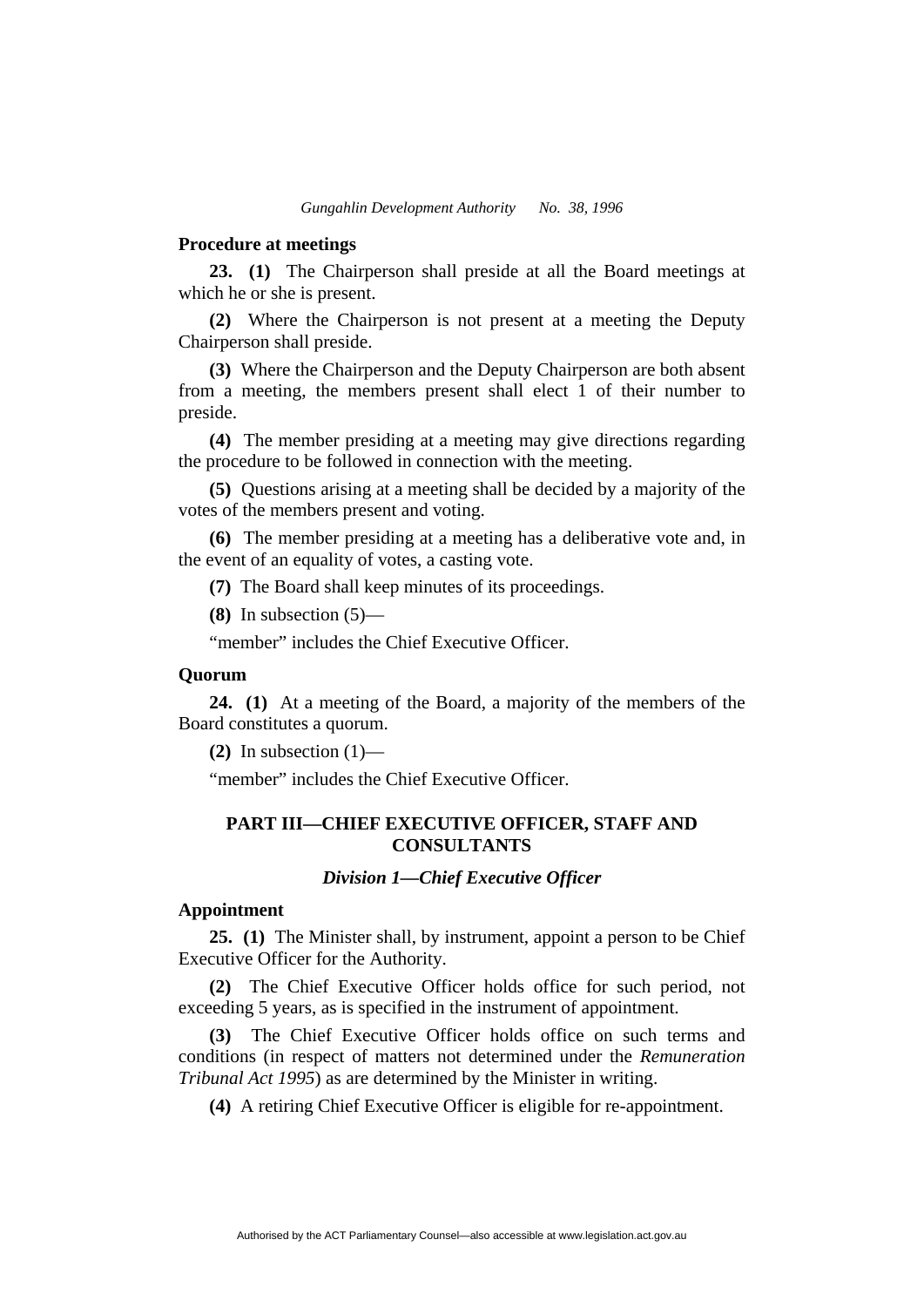**Procedure at meetings**

**23. (1)** The Chairperson shall preside at all the Board meetings at which he or she is present.

**(2)** Where the Chairperson is not present at a meeting the Deputy Chairperson shall preside.

**(3)** Where the Chairperson and the Deputy Chairperson are both absent from a meeting, the members present shall elect 1 of their number to preside.

**(4)** The member presiding at a meeting may give directions regarding the procedure to be followed in connection with the meeting.

**(5)** Questions arising at a meeting shall be decided by a majority of the votes of the members present and voting.

**(6)** The member presiding at a meeting has a deliberative vote and, in the event of an equality of votes, a casting vote.

**(7)** The Board shall keep minutes of its proceedings.

**(8)** In subsection (5)—

"member" includes the Chief Executive Officer.

**Quorum**

**24. (1)** At a meeting of the Board, a majority of the members of the Board constitutes a quorum.

**(2)** In subsection (1)—

"member" includes the Chief Executive Officer.

## PART III—CHIEF EXECUTIVE OFFICER, STAFF AND CONSULTANTS

### *Division 1—Chief Executive Officer*

**Appointment**

**25. (1)** The Minister shall, by instrument, appoint a person to be Chief Executive Officer for the Authority.

**(2)** The Chief Executive Officer holds office for such period, not exceeding 5 years, as is specified in the instrument of appointment.

**(3)** The Chief Executive Officer holds office on such terms and conditions (in respect of matters not determined under the *Remuneration Tribunal Act 1995*) as are determined by the Minister in writing.

**(4)** A retiring Chief Executive Officer is eligible for re-appointment.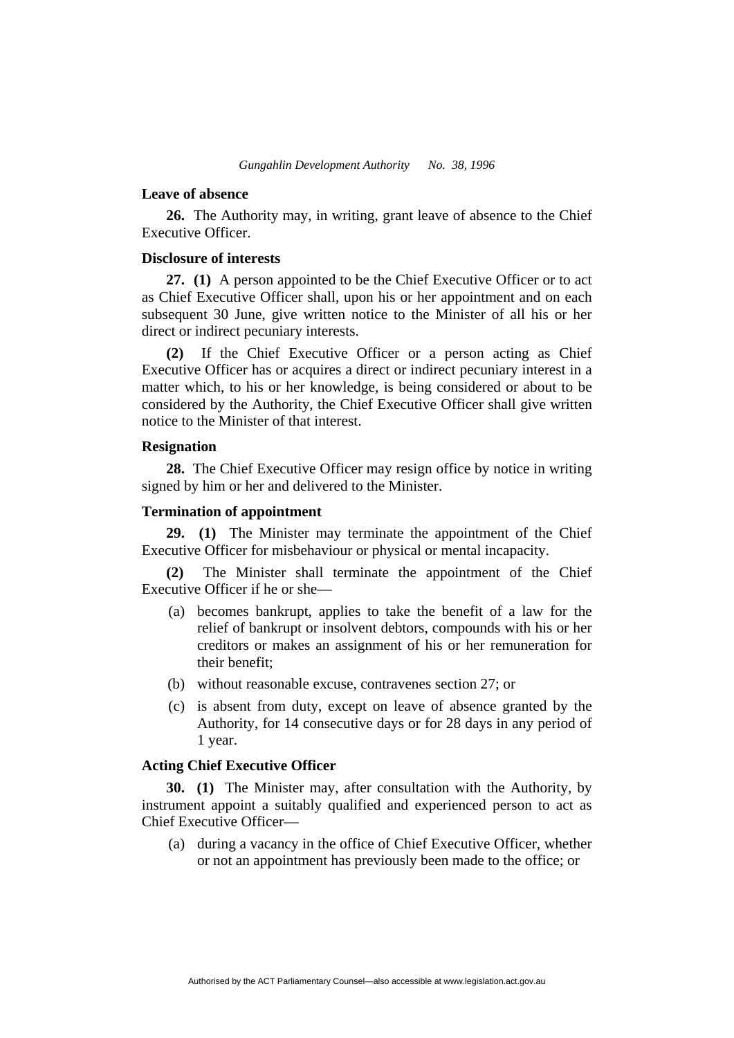**Leave of absence**

**26.** The Authority may, in writing, grant leave of absence to the Chief Executive Officer.

**Disclosure of interests**

**27. (1)** A person appointed to be the Chief Executive Officer or to act as Chief Executive Officer shall, upon his or her appointment and on each subsequent 30 June, give written notice to the Minister of all his or her direct or indirect pecuniary interests.

**(2)** If the Chief Executive Officer or a person acting as Chief Executive Officer has or acquires a direct or indirect pecuniary interest in a matter which, to his or her knowledge, is being considered or about to be considered by the Authority, the Chief Executive Officer shall give written notice to the Minister of that interest.

**Resignation**

**28.** The Chief Executive Officer may resign office by notice in writing signed by him or her and delivered to the Minister.

**Termination of appointment**

**29. (1)** The Minister may terminate the appointment of the Chief Executive Officer for misbehaviour or physical or mental incapacity.

**(2)** The Minister shall terminate the appointment of the Chief Executive Officer if he or she—

(a) becomes bankrupt, applies to take the benefit of a law for the relief of bankrupt or insolvent debtors, compounds with his or her creditors or makes an assignment of his or her remuneration for their benefit;

(b) without reasonable excuse, contravenes section 27; or

(c) is absent from duty, except on leave of absence granted by the Authority, for 14 consecutive days or for 28 days in any period of 1 year.

**Acting Chief Executive Officer**

**30. (1)** The Minister may, after consultation with the Authority, by instrument appoint a suitably qualified and experienced person to act as Chief Executive Officer—

(a) during a vacancy in the office of Chief Executive Officer, whether or not an appointment has previously been made to the office; or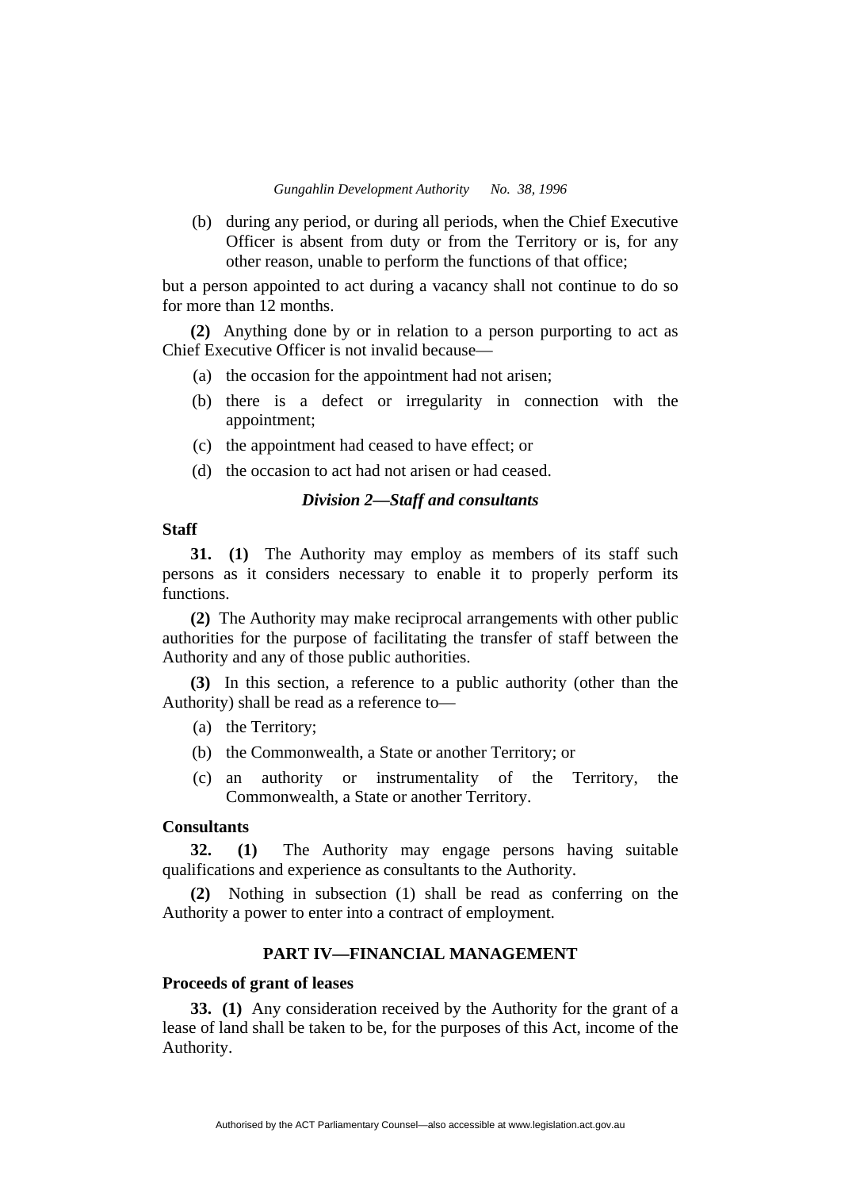(b) during any period, or during all periods, when the Chief Executive Officer is absent from duty or from the Territory or is, for any other reason, unable to perform the functions of that office;

but a person appointed to act during a vacancy shall not continue to do so for more than 12 months.

**(2)** Anything done by or in relation to a person purporting to act as Chief Executive Officer is not invalid because—

(a) the occasion for the appointment had not arisen;

(b) there is a defect or irregularity in connection with the appointment;

(c) the appointment had ceased to have effect; or

(d) the occasion to act had not arisen or had ceased.

### *Division 2—Staff and consultants*

**Staff**

**31. (1)** The Authority may employ as members of its staff such persons as it considers necessary to enable it to properly perform its functions.

**(2)** The Authority may make reciprocal arrangements with other public authorities for the purpose of facilitating the transfer of staff between the Authority and any of those public authorities.

**(3)** In this section, a reference to a public authority (other than the Authority) shall be read as a reference to—

(a) the Territory;

(b) the Commonwealth, a State or another Territory; or

(c) an authority or instrumentality of the Territory, the Commonwealth, a State or another Territory.

**Consultants**

**32. (1)** The Authority may engage persons having suitable qualifications and experience as consultants to the Authority.

**(2)** Nothing in subsection (1) shall be read as conferring on the Authority a power to enter into a contract of employment.

## PART IV—FINANCIAL MANAGEMENT

**Proceeds of grant of leases**

**33. (1)** Any consideration received by the Authority for the grant of a lease of land shall be taken to be, for the purposes of this Act, income of the Authority.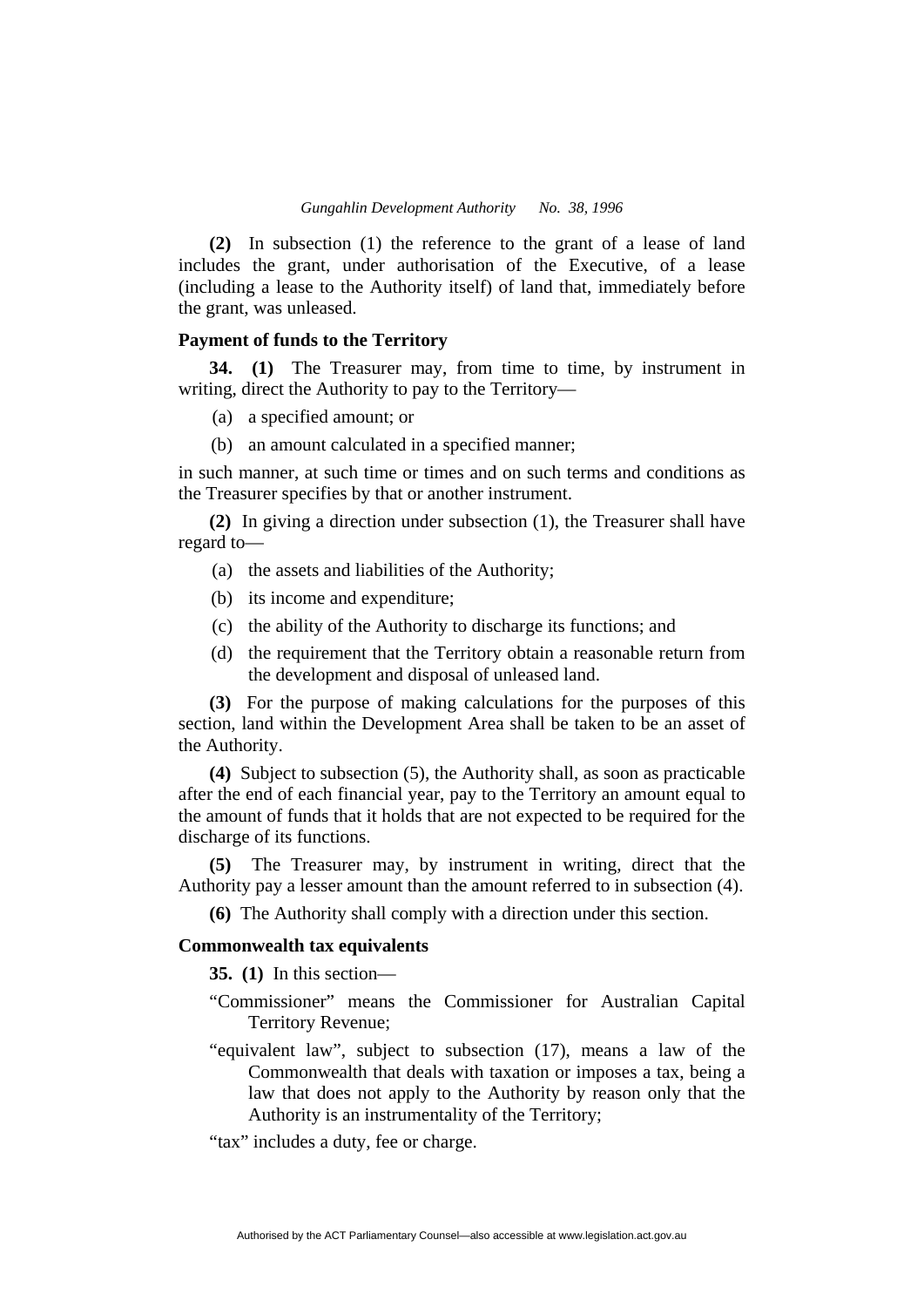**(2)** In subsection (1) the reference to the grant of a lease of land includes the grant, under authorisation of the Executive, of a lease (including a lease to the Authority itself) of land that, immediately before the grant, was unleased.

### Payment of funds to the Territory

**34. (1)** The Treasurer may, from time to time, by instrument in writing, direct the Authority to pay to the Territory—

(a) a specified amount; or

(b) an amount calculated in a specified manner;

in such manner, at such time or times and on such terms and conditions as the Treasurer specifies by that or another instrument.

**(2)** In giving a direction under subsection (1), the Treasurer shall have regard to—

(a) the assets and liabilities of the Authority;

(b) its income and expenditure;

(c) the ability of the Authority to discharge its functions; and

(d) the requirement that the Territory obtain a reasonable return from the development and disposal of unleased land.

**(3)** For the purpose of making calculations for the purposes of this section, land within the Development Area shall be taken to be an asset of the Authority.

**(4)** Subject to subsection (5), the Authority shall, as soon as practicable after the end of each financial year, pay to the Territory an amount equal to the amount of funds that it holds that are not expected to be required for the discharge of its functions.

**(5)** The Treasurer may, by instrument in writing, direct that the Authority pay a lesser amount than the amount referred to in subsection (4).

**(6)** The Authority shall comply with a direction under this section.

### Commonwealth tax equivalents

**35. (1)** In this section—

"Commissioner" means the Commissioner for Australian Capital Territory Revenue;

"equivalent law", subject to subsection (17), means a law of the Commonwealth that deals with taxation or imposes a tax, being a law that does not apply to the Authority by reason only that the Authority is an instrumentality of the Territory;

"tax" includes a duty, fee or charge.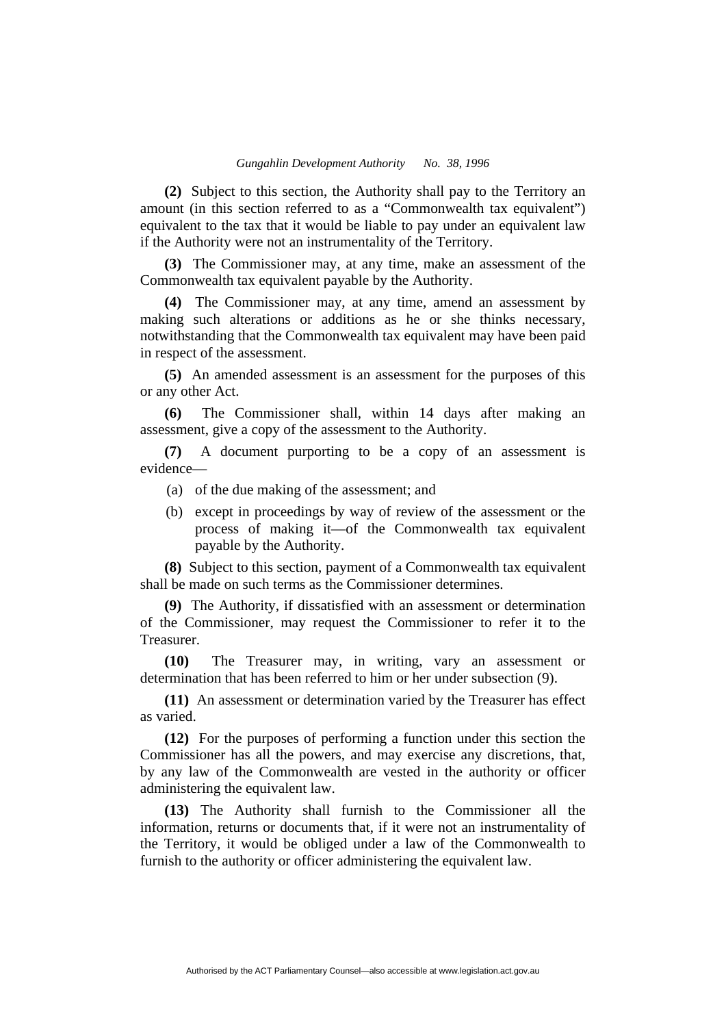**(2)** Subject to this section, the Authority shall pay to the Territory an amount (in this section referred to as a "Commonwealth tax equivalent") equivalent to the tax that it would be liable to pay under an equivalent law if the Authority were not an instrumentality of the Territory.

**(3)** The Commissioner may, at any time, make an assessment of the Commonwealth tax equivalent payable by the Authority.

**(4)** The Commissioner may, at any time, amend an assessment by making such alterations or additions as he or she thinks necessary, notwithstanding that the Commonwealth tax equivalent may have been paid in respect of the assessment.

**(5)** An amended assessment is an assessment for the purposes of this or any other Act.

**(6)** The Commissioner shall, within 14 days after making an assessment, give a copy of the assessment to the Authority.

**(7)** A document purporting to be a copy of an assessment is evidence—

(a) of the due making of the assessment; and

(b) except in proceedings by way of review of the assessment or the process of making it—of the Commonwealth tax equivalent payable by the Authority.

**(8)** Subject to this section, payment of a Commonwealth tax equivalent shall be made on such terms as the Commissioner determines.

**(9)** The Authority, if dissatisfied with an assessment or determination of the Commissioner, may request the Commissioner to refer it to the Treasurer.

**(10)** The Treasurer may, in writing, vary an assessment or determination that has been referred to him or her under subsection (9).

**(11)** An assessment or determination varied by the Treasurer has effect as varied.

**(12)** For the purposes of performing a function under this section the Commissioner has all the powers, and may exercise any discretions, that, by any law of the Commonwealth are vested in the authority or officer administering the equivalent law.

**(13)** The Authority shall furnish to the Commissioner all the information, returns or documents that, if it were not an instrumentality of the Territory, it would be obliged under a law of the Commonwealth to furnish to the authority or officer administering the equivalent law.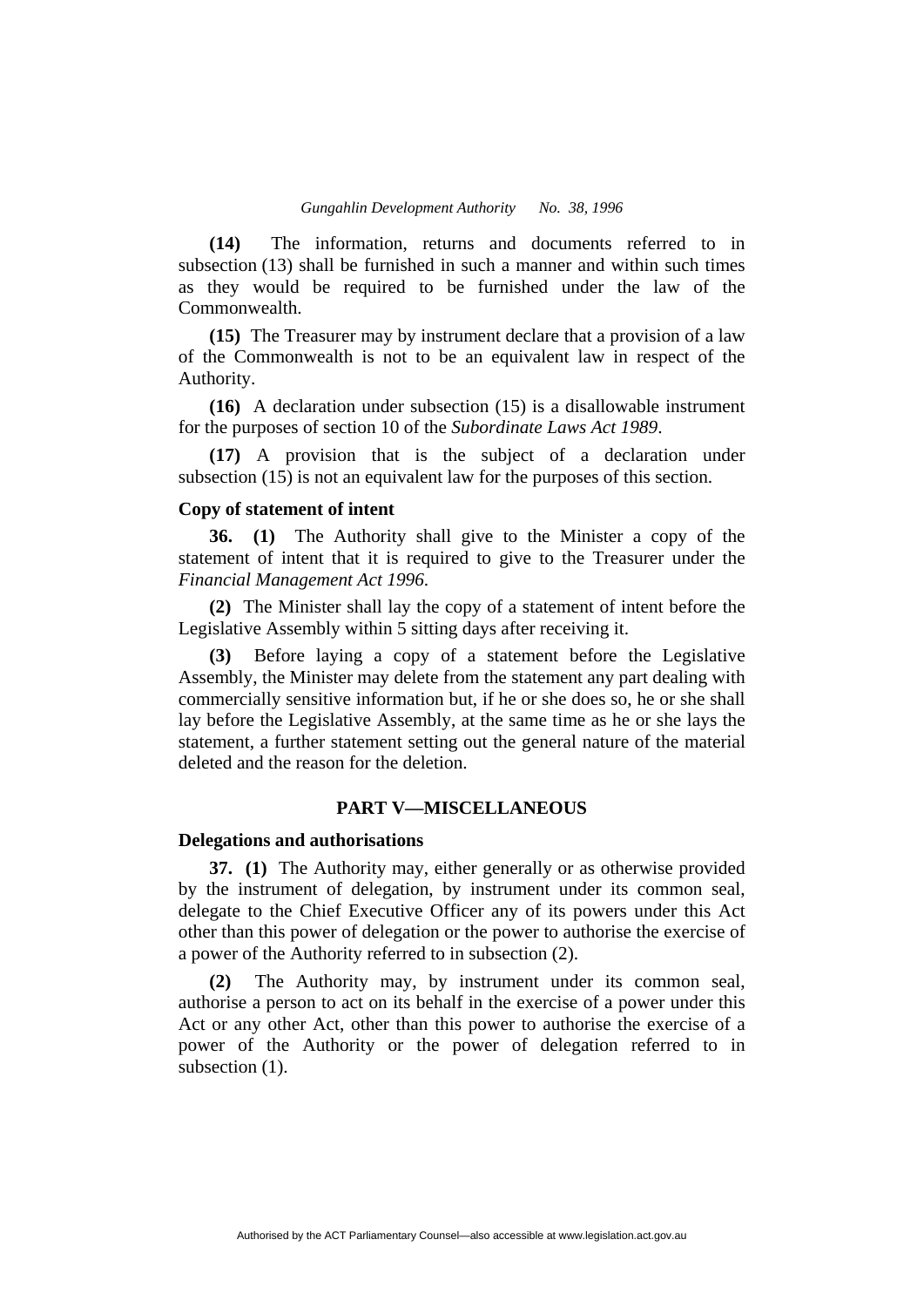**(14)** The information, returns and documents referred to in subsection (13) shall be furnished in such a manner and within such times as they would be required to be furnished under the law of the Commonwealth.

**(15)** The Treasurer may by instrument declare that a provision of a law of the Commonwealth is not to be an equivalent law in respect of the Authority.

**(16)** A declaration under subsection (15) is a disallowable instrument for the purposes of section 10 of the *Subordinate Laws Act 1989*.

**(17)** A provision that is the subject of a declaration under subsection (15) is not an equivalent law for the purposes of this section.

### Copy of statement of intent

**36. (1)** The Authority shall give to the Minister a copy of the statement of intent that it is required to give to the Treasurer under the *Financial Management Act 1996*.

**(2)** The Minister shall lay the copy of a statement of intent before the Legislative Assembly within 5 sitting days after receiving it.

**(3)** Before laying a copy of a statement before the Legislative Assembly, the Minister may delete from the statement any part dealing with commercially sensitive information but, if he or she does so, he or she shall lay before the Legislative Assembly, at the same time as he or she lays the statement, a further statement setting out the general nature of the material deleted and the reason for the deletion.

## PART V—MISCELLANEOUS

### Delegations and authorisations

**37. (1)** The Authority may, either generally or as otherwise provided by the instrument of delegation, by instrument under its common seal, delegate to the Chief Executive Officer any of its powers under this Act other than this power of delegation or the power to authorise the exercise of a power of the Authority referred to in subsection (2).

**(2)** The Authority may, by instrument under its common seal, authorise a person to act on its behalf in the exercise of a power under this Act or any other Act, other than this power to authorise the exercise of a power of the Authority or the power of delegation referred to in subsection (1).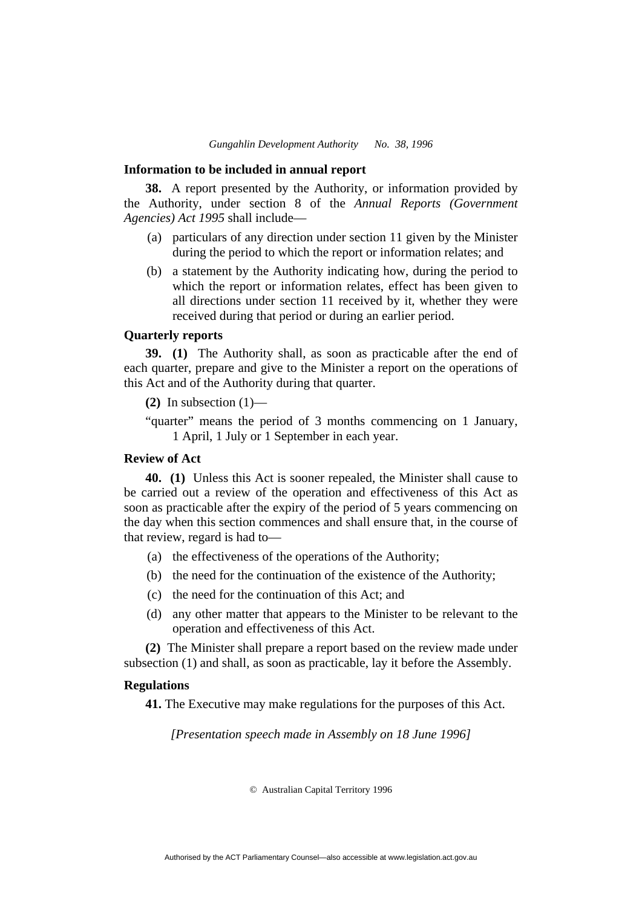### Information to be included in annual report

**38.** A report presented by the Authority, or information provided by the Authority, under section 8 of the *Annual Reports (Government Agencies) Act 1995* shall include—

(a) particulars of any direction under section 11 given by the Minister during the period to which the report or information relates; and

(b) a statement by the Authority indicating how, during the period to which the report or information relates, effect has been given to all directions under section 11 received by it, whether they were received during that period or during an earlier period.

### Quarterly reports

**39. (1)** The Authority shall, as soon as practicable after the end of each quarter, prepare and give to the Minister a report on the operations of this Act and of the Authority during that quarter.

**(2)** In subsection (1)—

"quarter" means the period of 3 months commencing on 1 January, 1 April, 1 July or 1 September in each year.

### Review of Act

**40. (1)** Unless this Act is sooner repealed, the Minister shall cause to be carried out a review of the operation and effectiveness of this Act as soon as practicable after the expiry of the period of 5 years commencing on the day when this section commences and shall ensure that, in the course of that review, regard is had to—

(a) the effectiveness of the operations of the Authority;

(b) the need for the continuation of the existence of the Authority;

(c) the need for the continuation of this Act; and

(d) any other matter that appears to the Minister to be relevant to the operation and effectiveness of this Act.

**(2)** The Minister shall prepare a report based on the review made under subsection (1) and shall, as soon as practicable, lay it before the Assembly.

### Regulations

**41.** The Executive may make regulations for the purposes of this Act.

*[Presentation speech made in Assembly on 18 June 1996]*

© Australian Capital Territory 1996